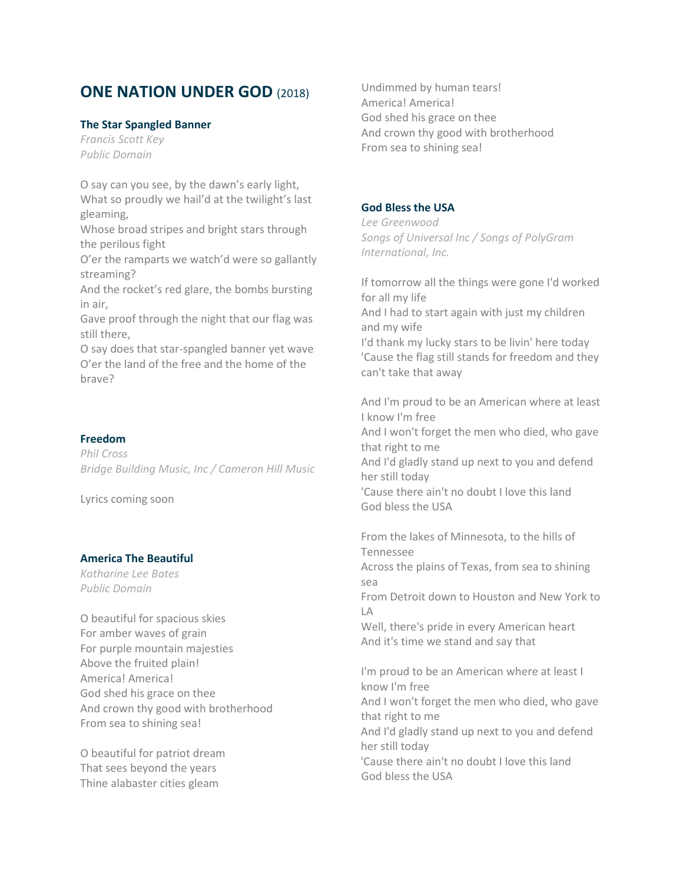# ONE NATION UNDER GOD (2018)

### The Star Spangled Banner

*Francis Scott Key*
*Public Domain*

O say can you see, by the dawn's early light,
What so proudly we hail'd at the twilight's last gleaming,
Whose broad stripes and bright stars through the perilous fight
O'er the ramparts we watch'd were so gallantly streaming?
And the rocket's red glare, the bombs bursting in air,
Gave proof through the night that our flag was still there,
O say does that star-spangled banner yet wave
O'er the land of the free and the home of the brave?

### Freedom

*Phil Cross*
*Bridge Building Music, Inc / Cameron Hill Music*

Lyrics coming soon

### America The Beautiful

*Katharine Lee Bates*
*Public Domain*

O beautiful for spacious skies
For amber waves of grain
For purple mountain majesties
Above the fruited plain!
America! America!
God shed his grace on thee
And crown thy good with brotherhood
From sea to shining sea!

O beautiful for patriot dream
That sees beyond the years
Thine alabaster cities gleam
Undimmed by human tears!
America! America!
God shed his grace on thee
And crown thy good with brotherhood
From sea to shining sea!

### God Bless the USA

*Lee Greenwood*
*Songs of Universal Inc / Songs of PolyGram International, Inc.*

If tomorrow all the things were gone I'd worked for all my life
And I had to start again with just my children and my wife
I'd thank my lucky stars to be livin' here today
'Cause the flag still stands for freedom and they can't take that away

And I'm proud to be an American where at least I know I'm free
And I won't forget the men who died, who gave that right to me
And I'd gladly stand up next to you and defend her still today
'Cause there ain't no doubt I love this land
God bless the USA

From the lakes of Minnesota, to the hills of Tennessee
Across the plains of Texas, from sea to shining sea
From Detroit down to Houston and New York to LA
Well, there's pride in every American heart
And it's time we stand and say that

I'm proud to be an American where at least I know I'm free
And I won't forget the men who died, who gave that right to me
And I'd gladly stand up next to you and defend her still today
'Cause there ain't no doubt I love this land
God bless the USA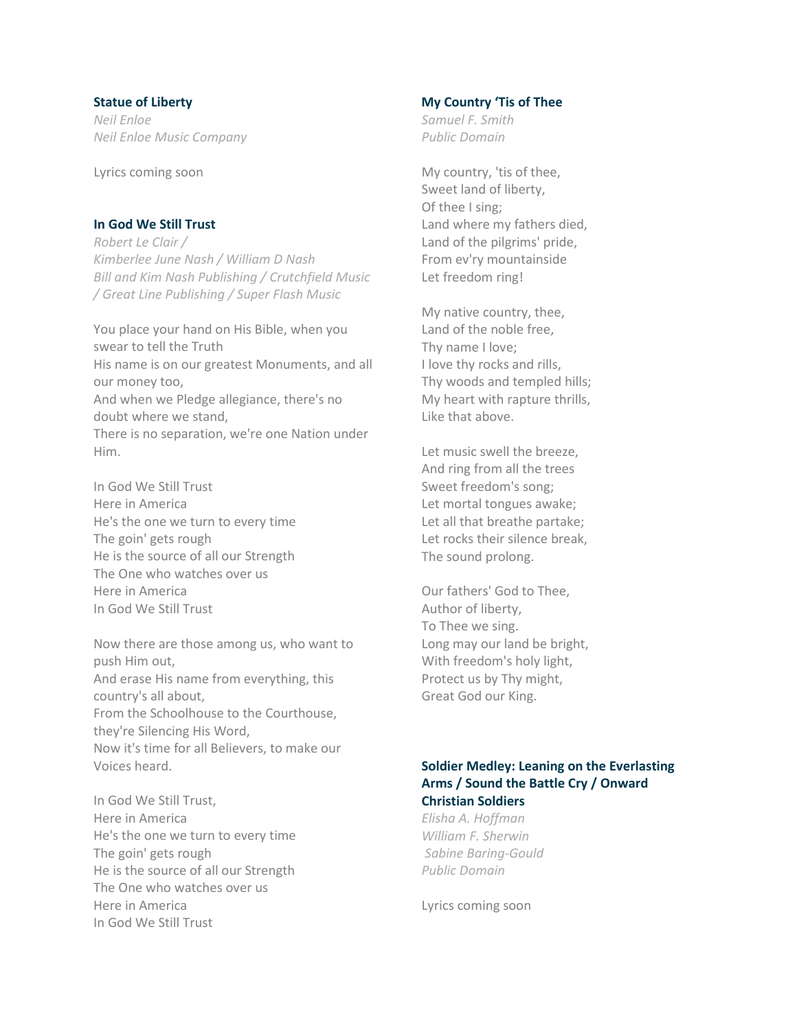### Statue of Liberty

*Neil Enloe*
*Neil Enloe Music Company*

Lyrics coming soon

### In God We Still Trust

*Robert Le Clair /*
*Kimberlee June Nash / William D Nash*
*Bill and Kim Nash Publishing / Crutchfield Music / Great Line Publishing / Super Flash Music*

You place your hand on His Bible, when you swear to tell the Truth
His name is on our greatest Monuments, and all our money too,
And when we Pledge allegiance, there's no doubt where we stand,
There is no separation, we're one Nation under Him.

In God We Still Trust
Here in America
He's the one we turn to every time
The goin' gets rough
He is the source of all our Strength
The One who watches over us
Here in America
In God We Still Trust

Now there are those among us, who want to push Him out,
And erase His name from everything, this country's all about,
From the Schoolhouse to the Courthouse, they're Silencing His Word,
Now it's time for all Believers, to make our Voices heard.

In God We Still Trust,
Here in America
He's the one we turn to every time
The goin' gets rough
He is the source of all our Strength
The One who watches over us
Here in America
In God We Still Trust

### My Country 'Tis of Thee

*Samuel F. Smith*
*Public Domain*

My country, 'tis of thee,
Sweet land of liberty,
Of thee I sing;
Land where my fathers died,
Land of the pilgrims' pride,
From ev'ry mountainside
Let freedom ring!

My native country, thee,
Land of the noble free,
Thy name I love;
I love thy rocks and rills,
Thy woods and templed hills;
My heart with rapture thrills,
Like that above.

Let music swell the breeze,
And ring from all the trees
Sweet freedom's song;
Let mortal tongues awake;
Let all that breathe partake;
Let rocks their silence break,
The sound prolong.

Our fathers' God to Thee,
Author of liberty,
To Thee we sing.
Long may our land be bright,
With freedom's holy light,
Protect us by Thy might,
Great God our King.

### Soldier Medley: Leaning on the Everlasting Arms / Sound the Battle Cry / Onward Christian Soldiers

*Elisha A. Hoffman*
*William F. Sherwin*
*Sabine Baring-Gould*
*Public Domain*

Lyrics coming soon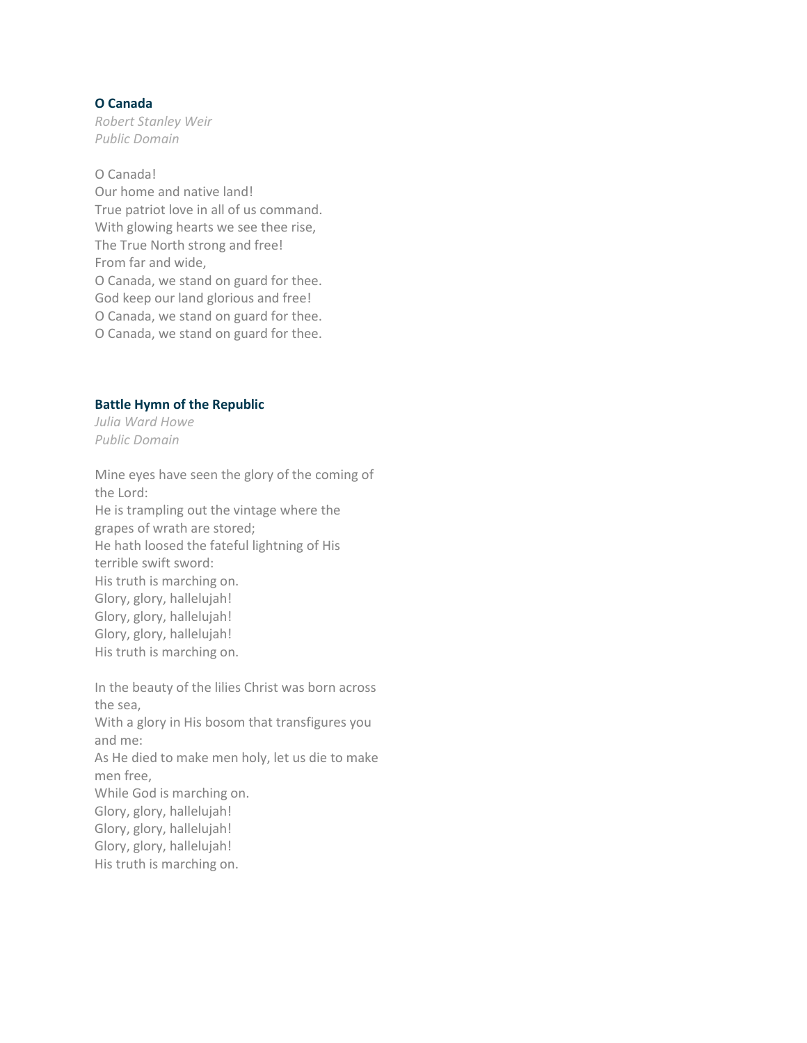**O Canada**

*Robert Stanley Weir*
*Public Domain*

O Canada!
Our home and native land!
True patriot love in all of us command.
With glowing hearts we see thee rise,
The True North strong and free!
From far and wide,
O Canada, we stand on guard for thee.
God keep our land glorious and free!
O Canada, we stand on guard for thee.
O Canada, we stand on guard for thee.

**Battle Hymn of the Republic**

*Julia Ward Howe*
*Public Domain*

Mine eyes have seen the glory of the coming of the Lord:
He is trampling out the vintage where the grapes of wrath are stored;
He hath loosed the fateful lightning of His terrible swift sword:
His truth is marching on.
Glory, glory, hallelujah!
Glory, glory, hallelujah!
Glory, glory, hallelujah!
His truth is marching on.

In the beauty of the lilies Christ was born across the sea,
With a glory in His bosom that transfigures you and me:
As He died to make men holy, let us die to make men free,
While God is marching on.
Glory, glory, hallelujah!
Glory, glory, hallelujah!
Glory, glory, hallelujah!
His truth is marching on.